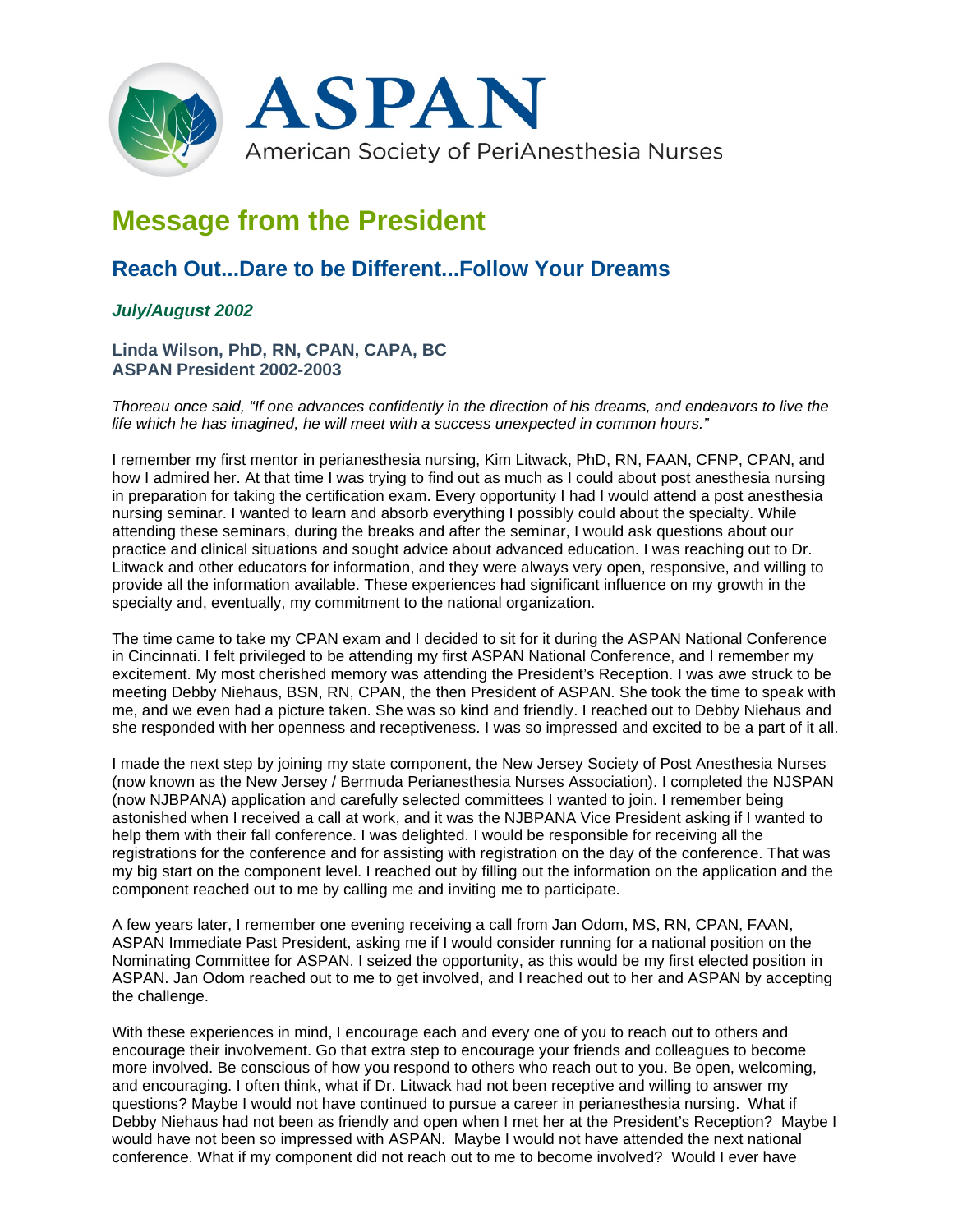ASPAN

American Society of PeriAnesthesia Nurses

# Message from the President

## Reach Out...Dare to be Different...Follow Your Dreams

***July/August 2002***

**Linda Wilson, PhD, RN, CPAN, CAPA, BC**
**ASPAN President 2002-2003**

*Thoreau once said, "If one advances confidently in the direction of his dreams, and endeavors to live the life which he has imagined, he will meet with a success unexpected in common hours."*

I remember my first mentor in perianesthesia nursing, Kim Litwack, PhD, RN, FAAN, CFNP, CPAN, and how I admired her. At that time I was trying to find out as much as I could about post anesthesia nursing in preparation for taking the certification exam. Every opportunity I had I would attend a post anesthesia nursing seminar. I wanted to learn and absorb everything I possibly could about the specialty. While attending these seminars, during the breaks and after the seminar, I would ask questions about our practice and clinical situations and sought advice about advanced education. I was reaching out to Dr. Litwack and other educators for information, and they were always very open, responsive, and willing to provide all the information available. These experiences had significant influence on my growth in the specialty and, eventually, my commitment to the national organization.

The time came to take my CPAN exam and I decided to sit for it during the ASPAN National Conference in Cincinnati. I felt privileged to be attending my first ASPAN National Conference, and I remember my excitement. My most cherished memory was attending the President's Reception. I was awe struck to be meeting Debby Niehaus, BSN, RN, CPAN, the then President of ASPAN. She took the time to speak with me, and we even had a picture taken. She was so kind and friendly. I reached out to Debby Niehaus and she responded with her openness and receptiveness. I was so impressed and excited to be a part of it all.

I made the next step by joining my state component, the New Jersey Society of Post Anesthesia Nurses (now known as the New Jersey / Bermuda Perianesthesia Nurses Association). I completed the NJSPAN (now NJBPANA) application and carefully selected committees I wanted to join. I remember being astonished when I received a call at work, and it was the NJBPANA Vice President asking if I wanted to help them with their fall conference. I was delighted. I would be responsible for receiving all the registrations for the conference and for assisting with registration on the day of the conference. That was my big start on the component level. I reached out by filling out the information on the application and the component reached out to me by calling me and inviting me to participate.

A few years later, I remember one evening receiving a call from Jan Odom, MS, RN, CPAN, FAAN, ASPAN Immediate Past President, asking me if I would consider running for a national position on the Nominating Committee for ASPAN. I seized the opportunity, as this would be my first elected position in ASPAN. Jan Odom reached out to me to get involved, and I reached out to her and ASPAN by accepting the challenge.

With these experiences in mind, I encourage each and every one of you to reach out to others and encourage their involvement. Go that extra step to encourage your friends and colleagues to become more involved. Be conscious of how you respond to others who reach out to you. Be open, welcoming, and encouraging. I often think, what if Dr. Litwack had not been receptive and willing to answer my questions? Maybe I would not have continued to pursue a career in perianesthesia nursing. What if Debby Niehaus had not been as friendly and open when I met her at the President's Reception? Maybe I would have not been so impressed with ASPAN. Maybe I would not have attended the next national conference. What if my component did not reach out to me to become involved? Would I ever have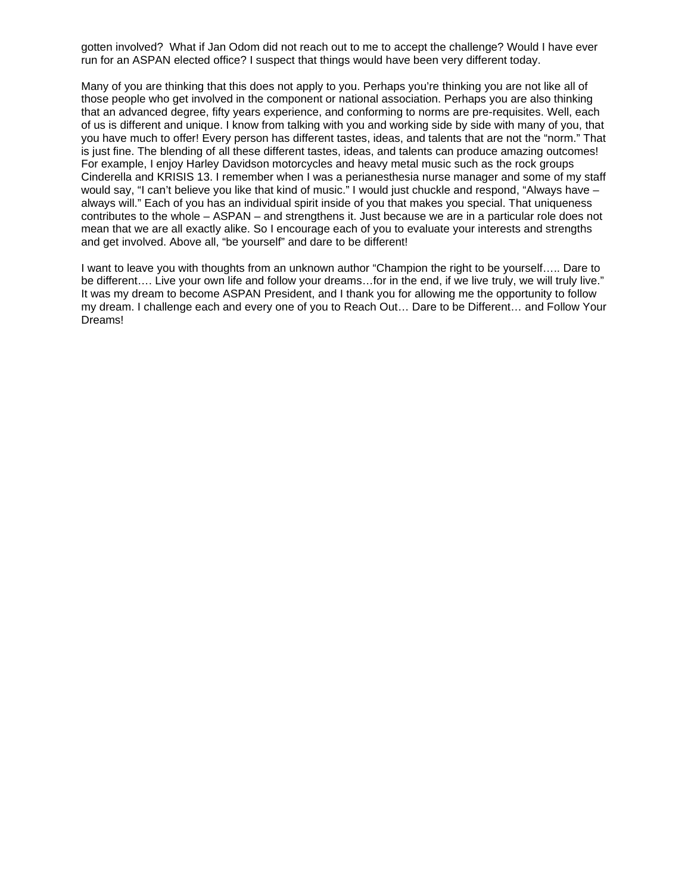gotten involved? What if Jan Odom did not reach out to me to accept the challenge? Would I have ever run for an ASPAN elected office? I suspect that things would have been very different today.

Many of you are thinking that this does not apply to you. Perhaps you're thinking you are not like all of those people who get involved in the component or national association. Perhaps you are also thinking that an advanced degree, fifty years experience, and conforming to norms are pre-requisites. Well, each of us is different and unique. I know from talking with you and working side by side with many of you, that you have much to offer! Every person has different tastes, ideas, and talents that are not the "norm." That is just fine. The blending of all these different tastes, ideas, and talents can produce amazing outcomes! For example, I enjoy Harley Davidson motorcycles and heavy metal music such as the rock groups Cinderella and KRISIS 13. I remember when I was a perianesthesia nurse manager and some of my staff would say, "I can't believe you like that kind of music." I would just chuckle and respond, "Always have – always will." Each of you has an individual spirit inside of you that makes you special. That uniqueness contributes to the whole – ASPAN – and strengthens it. Just because we are in a particular role does not mean that we are all exactly alike. So I encourage each of you to evaluate your interests and strengths and get involved. Above all, "be yourself" and dare to be different!

I want to leave you with thoughts from an unknown author "Champion the right to be yourself….. Dare to be different…. Live your own life and follow your dreams…for in the end, if we live truly, we will truly live." It was my dream to become ASPAN President, and I thank you for allowing me the opportunity to follow my dream. I challenge each and every one of you to Reach Out… Dare to be Different… and Follow Your Dreams!